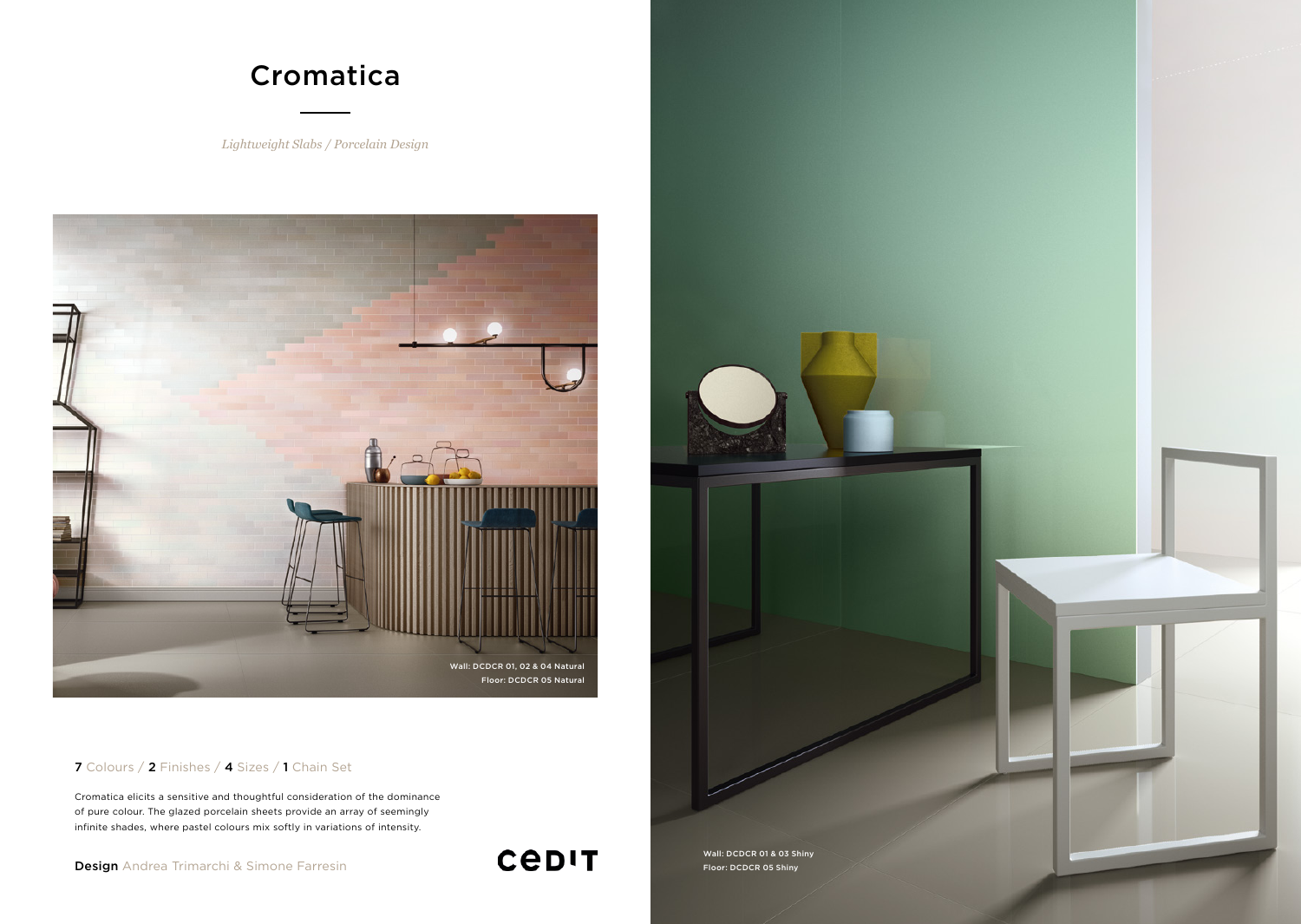# Cromatica

*Lightweight Slabs / Porcelain Design*

Wall: DCDCR 01, 02 & 04 Natural
Floor: DCDCR 05 Natural

**7** Colours / **2** Finishes / **4** Sizes / **1** Chain Set

Cromatica elicits a sensitive and thoughtful consideration of the dominance of pure colour. The glazed porcelain sheets provide an array of seemingly infinite shades, where pastel colours mix softly in variations of intensity.

**Design** Andrea Trimarchi & Simone Farresin

CEDIT

Wall: DCDCR 01 & 03 Shiny
Floor: DCDCR 05 Shiny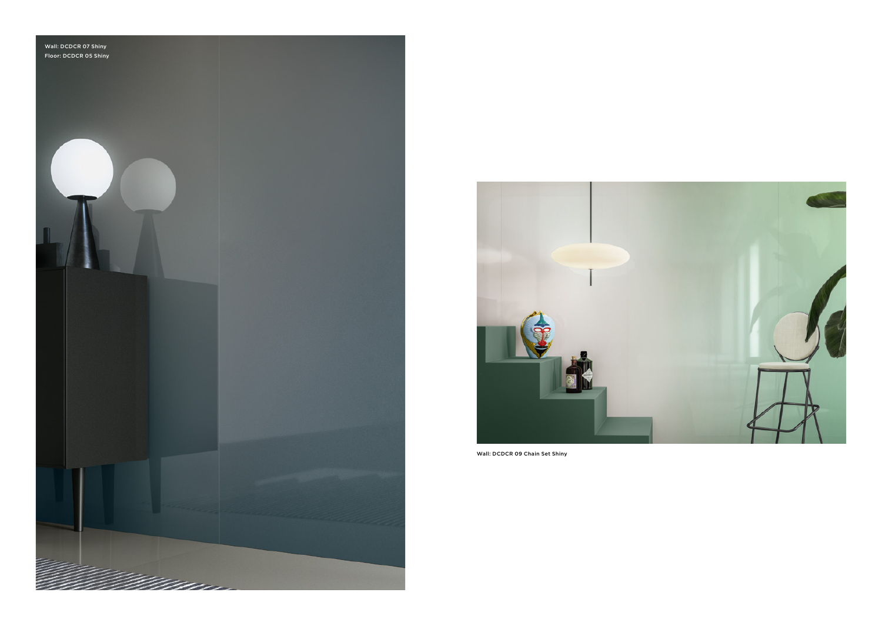Wall: DCDCR 07 Shiny
Floor: DCDCR 05 Shiny

Wall: DCDCR 09 Chain Set Shiny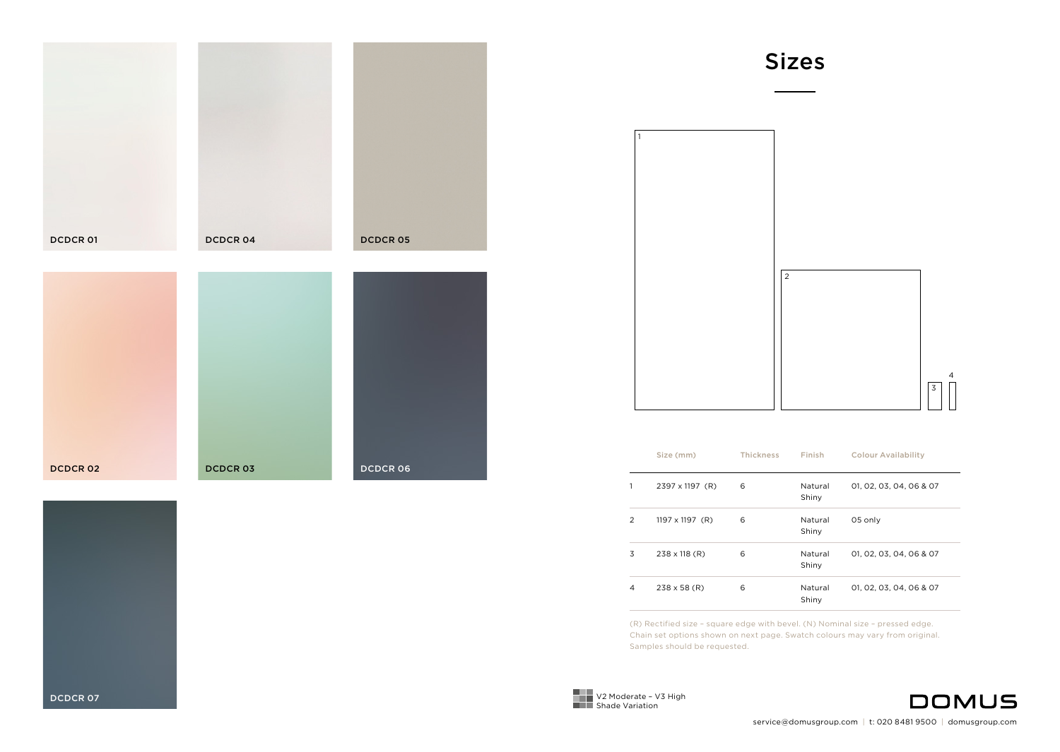DCDCR 01

DCDCR 04

DCDCR 05

DCDCR 02

DCDCR 03

DCDCR 06

DCDCR 07

# Sizes

1

2

3

4

| | Size (mm) | Thickness | Finish | Colour Availability |
|---|---|---|---|---|
| 1 | 2397 x 1197 (R) | 6 | Natural Shiny | 01, 02, 03, 04, 06 & 07 |
| 2 | 1197 x 1197 (R) | 6 | Natural Shiny | 05 only |
| 3 | 238 x 118 (R) | 6 | Natural Shiny | 01, 02, 03, 04, 06 & 07 |
| 4 | 238 x 58 (R) | 6 | Natural Shiny | 01, 02, 03, 04, 06 & 07 |

(R) Rectified size – square edge with bevel. (N) Nominal size – pressed edge. Chain set options shown on next page. Swatch colours may vary from original. Samples should be requested.

V2 Moderate – V3 High Shade Variation

DOMUS

service@domusgroup.com | t: 020 8481 9500 | domusgroup.com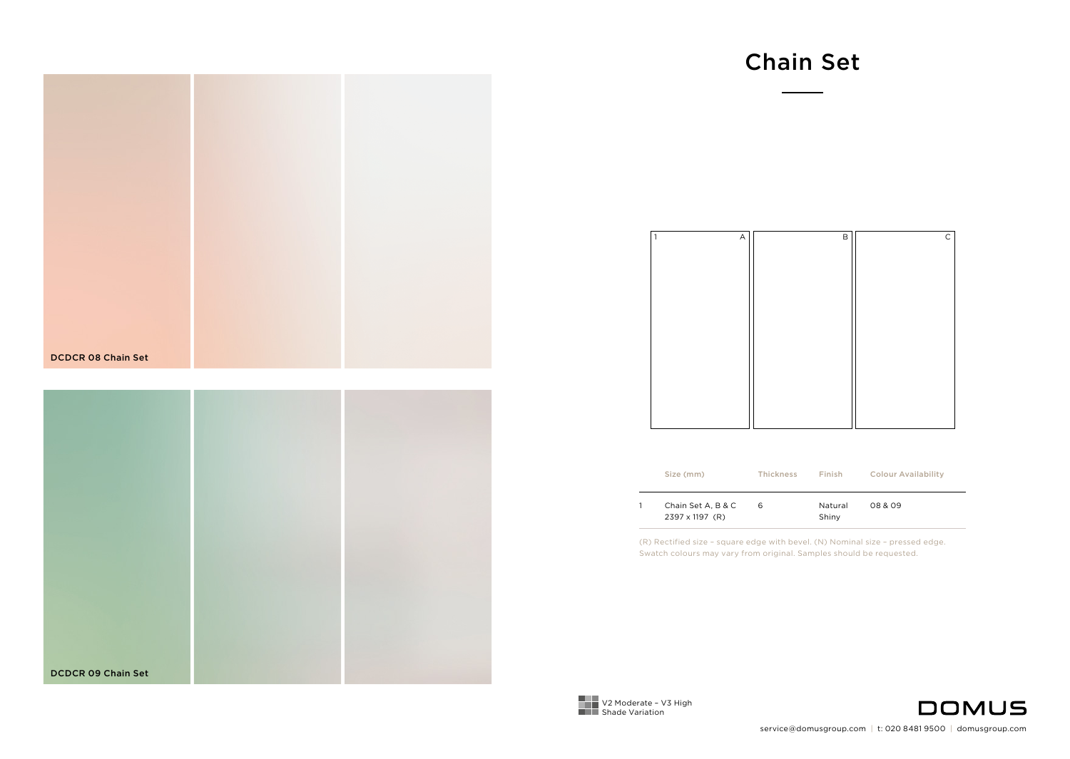DCDCR 08 Chain Set

DCDCR 09 Chain Set

# Chain Set

1 A

B

C

| | Size (mm) | Thickness | Finish | Colour Availability |
|---|---|---|---|---|
| 1 | Chain Set A, B & C 2397 x 1197 (R) | 6 | Natural Shiny | 08 & 09 |

(R) Rectified size – square edge with bevel. (N) Nominal size – pressed edge.
Swatch colours may vary from original. Samples should be requested.

V2 Moderate – V3 High Shade Variation

DOMUS

service@domusgroup.com | t: 020 8481 9500 | domusgroup.com